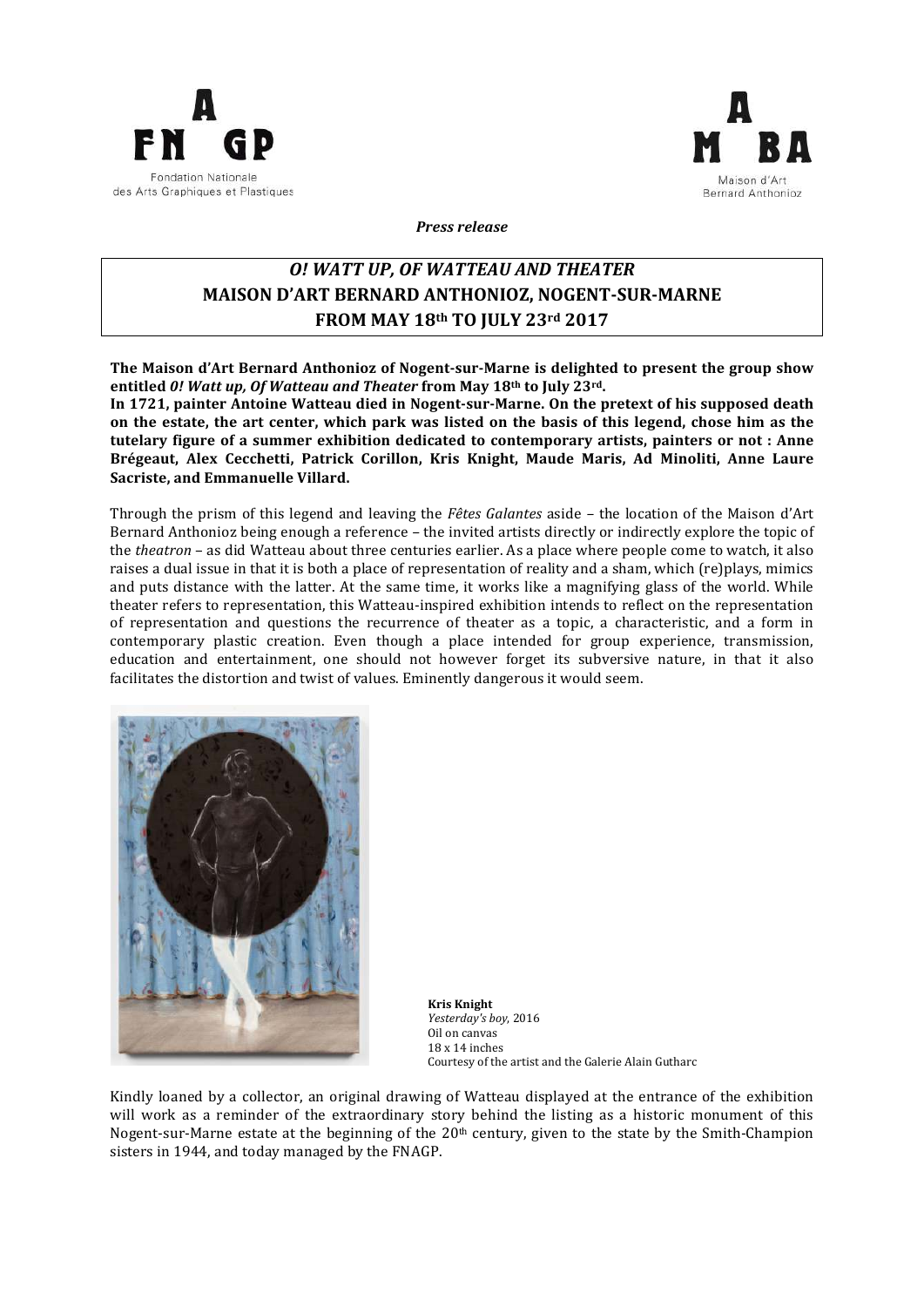Fondation Nationale des Arts Graphiques et Plastiques

Maison d'Art Bernard Anthonioz

***Press release***

# *O! WATT UP, OF WATTEAU AND THEATER*
# MAISON D'ART BERNARD ANTHONIOZ, NOGENT-SUR-MARNE
# FROM MAY 18th TO JULY 23rd 2017

**The Maison d'Art Bernard Anthonioz of Nogent-sur-Marne is delighted to present the group show entitled *0! Watt up, Of Watteau and Theater* from May 18th to July 23rd.**

**In 1721, painter Antoine Watteau died in Nogent-sur-Marne. On the pretext of his supposed death on the estate, the art center, which park was listed on the basis of this legend, chose him as the tutelary figure of a summer exhibition dedicated to contemporary artists, painters or not : Anne Brégeaut, Alex Cecchetti, Patrick Corillon, Kris Knight, Maude Maris, Ad Minoliti, Anne Laure Sacriste, and Emmanuelle Villard.**

Through the prism of this legend and leaving the *Fêtes Galantes* aside – the location of the Maison d'Art Bernard Anthonioz being enough a reference – the invited artists directly or indirectly explore the topic of the *theatron* – as did Watteau about three centuries earlier. As a place where people come to watch, it also raises a dual issue in that it is both a place of representation of reality and a sham, which (re)plays, mimics and puts distance with the latter. At the same time, it works like a magnifying glass of the world. While theater refers to representation, this Watteau-inspired exhibition intends to reflect on the representation of representation and questions the recurrence of theater as a topic, a characteristic, and a form in contemporary plastic creation. Even though a place intended for group experience, transmission, education and entertainment, one should not however forget its subversive nature, in that it also facilitates the distortion and twist of values. Eminently dangerous it would seem.

**Kris Knight**
*Yesterday's boy*, 2016
Oil on canvas
18 x 14 inches
Courtesy of the artist and the Galerie Alain Gutharc

Kindly loaned by a collector, an original drawing of Watteau displayed at the entrance of the exhibition will work as a reminder of the extraordinary story behind the listing as a historic monument of this Nogent-sur-Marne estate at the beginning of the 20th century, given to the state by the Smith-Champion sisters in 1944, and today managed by the FNAGP.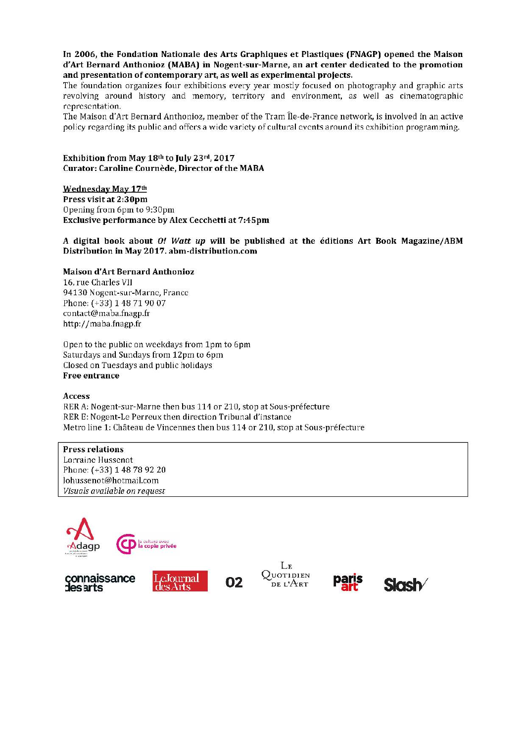**In 2006, the Fondation Nationale des Arts Graphiques et Plastiques (FNAGP) opened the Maison d'Art Bernard Anthonioz (MABA) in Nogent-sur-Marne, an art center dedicated to the promotion and presentation of contemporary art, as well as experimental projects.**
The foundation organizes four exhibitions every year mostly focused on photography and graphic arts revolving around history and memory, territory and environment, as well as cinematographic representation.
The Maison d'Art Bernard Anthonioz, member of the Tram Île-de-France network, is involved in an active policy regarding its public and offers a wide variety of cultural events around its exhibition programming.

**Exhibition from May 18th to July 23rd, 2017**
**Curator: Caroline Cournède, Director of the MABA**

**Wednesday May 17th**
**Press visit at 2:30pm**
Opening from 6pm to 9:30pm
**Exclusive performance by Alex Cecchetti at 7:45pm**

**A digital book about *O! Watt up* will be published at the éditions Art Book Magazine/ABM Distribution in May 2017. abm-distribution.com**

**Maison d'Art Bernard Anthonioz**
16, rue Charles VII
94130 Nogent-sur-Marne, France
Phone: (+33) 1 48 71 90 07
contact@maba.fnagp.fr
http://maba.fnagp.fr

Open to the public on weekdays from 1pm to 6pm
Saturdays and Sundays from 12pm to 6pm
Closed on Tuesdays and public holidays
**Free entrance**

**Access**
RER A: Nogent-sur-Marne then bus 114 or 210, stop at Sous-préfecture
RER E: Nogent-Le Perreux then direction Tribunal d'instance
Metro line 1: Château de Vincennes then bus 114 or 210, stop at Sous-préfecture

**Press relations**
Lorraine Hussenot
Phone: (+33) 1 48 78 92 20
lohussenot@hotmail.com
*Visuals available on request*

Adagp
la culture avec la copie privée
connaissance des arts
Le Journal des Arts
02
Le Quotidien de l'Art
paris art
Slash